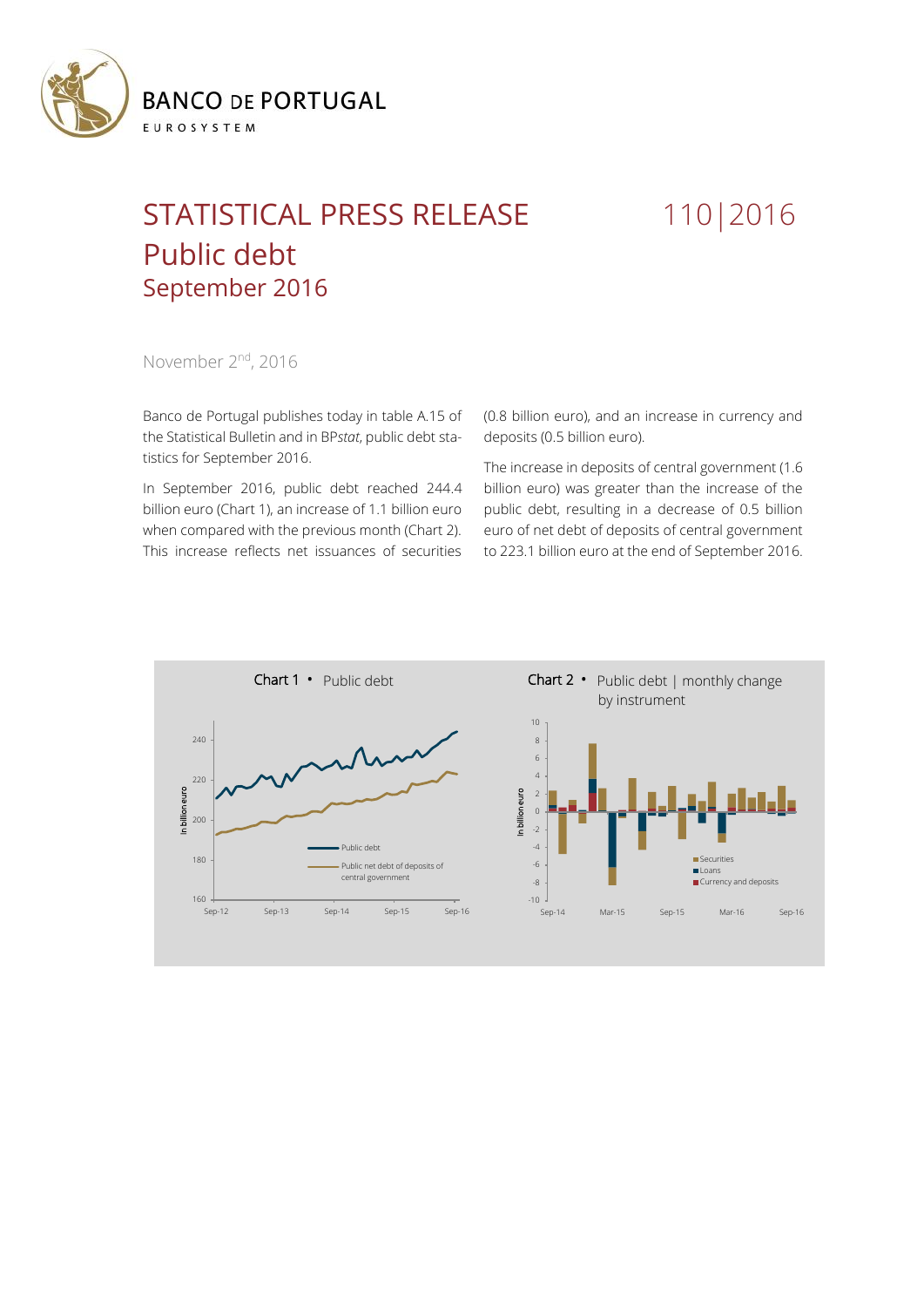BANCO DE PORTUGAL
EUROSYSTEM

# STATISTICAL PRESS RELEASE 110|2016

# Public debt

## September 2016

November 2nd, 2016

Banco de Portugal publishes today in table A.15 of the Statistical Bulletin and in BP*stat*, public debt statistics for September 2016.

In September 2016, public debt reached 244.4 billion euro (Chart 1), an increase of 1.1 billion euro when compared with the previous month (Chart 2). This increase reflects net issuances of securities (0.8 billion euro), and an increase in currency and deposits (0.5 billion euro).

The increase in deposits of central government (1.6 billion euro) was greater than the increase of the public debt, resulting in a decrease of 0.5 billion euro of net debt of deposits of central government to 223.1 billion euro at the end of September 2016.

**Chart 1** • Public debt

**Chart 2** • Public debt | monthly change by instrument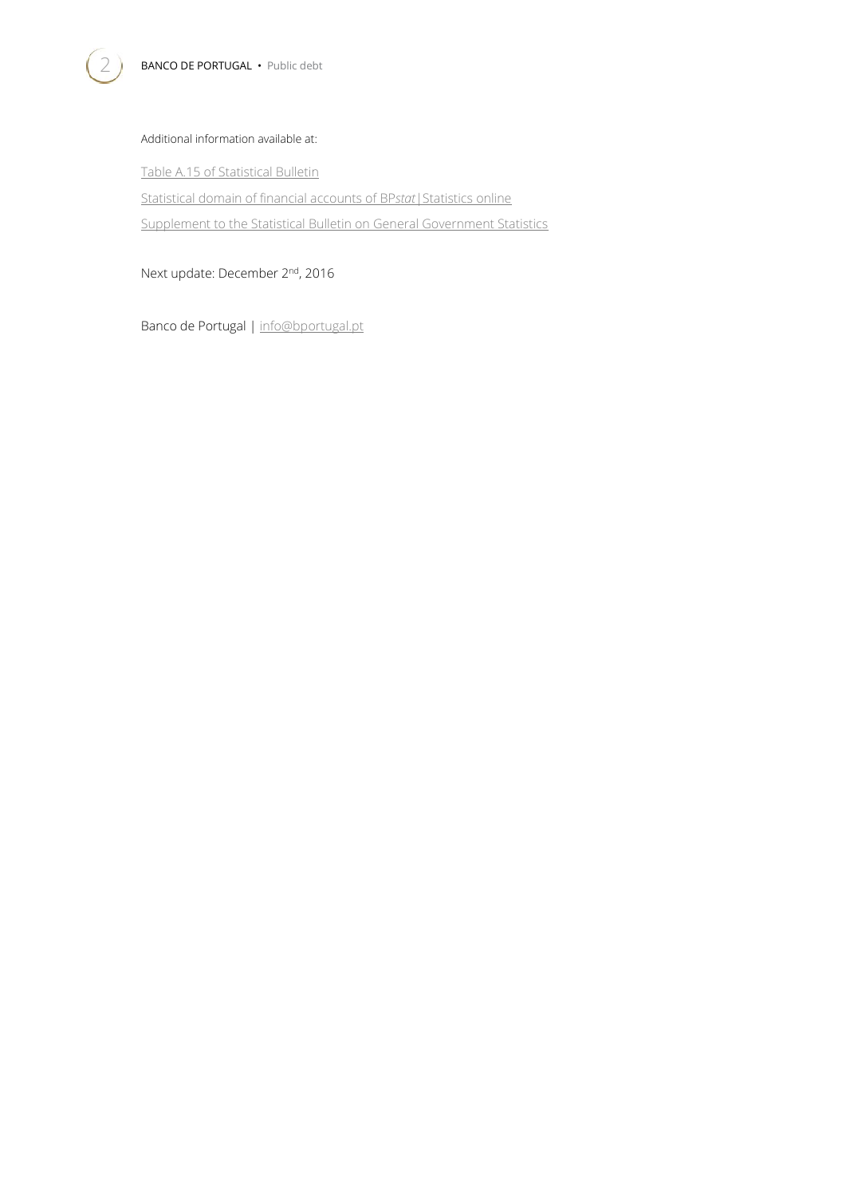Additional information available at:

Table A.15 of Statistical Bulletin

Statistical domain of financial accounts of BP*stat*|Statistics online

Supplement to the Statistical Bulletin on General Government Statistics

Next update: December 2nd, 2016

Banco de Portugal | info@bportugal.pt